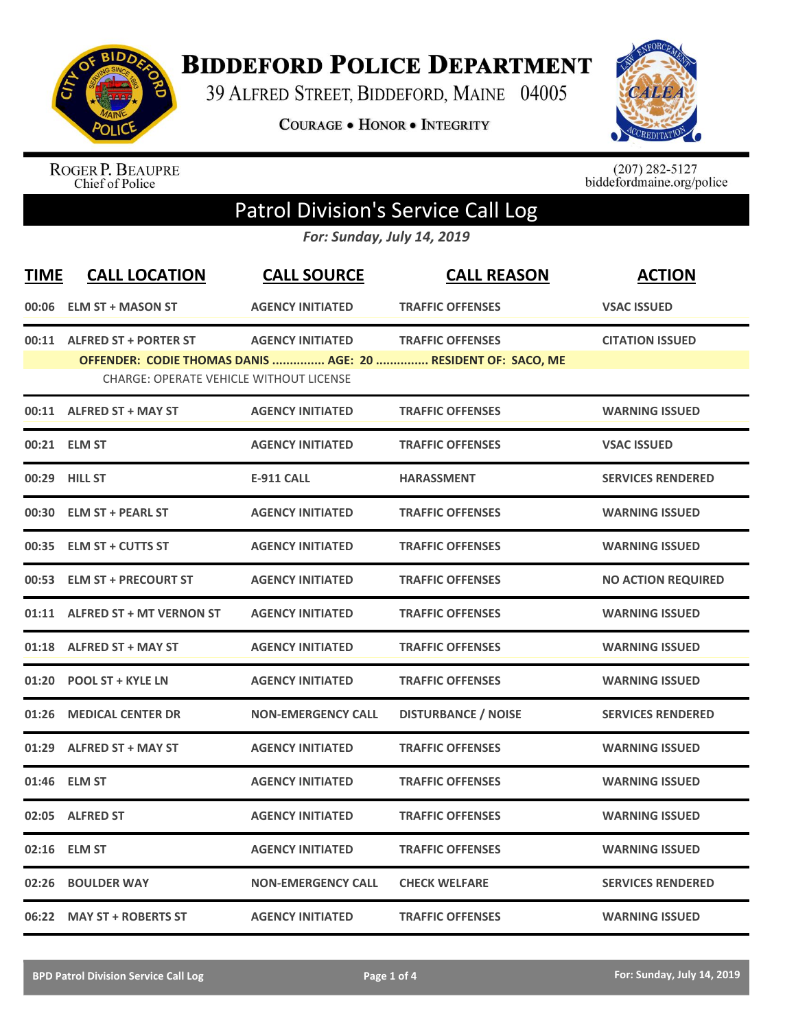# Biddeford Police Department

39 Alfred Street, Biddeford, Maine 04005

**Courage • Honor • Integrity**

Roger P. Beaupre
Chief of Police

(207) 282-5127
biddefordmaine.org/police

## Patrol Division's Service Call Log

*For: Sunday, July 14, 2019*

| TIME | CALL LOCATION | CALL SOURCE | CALL REASON | ACTION |
|---|---|---|---|---|
| 00:06 | ELM ST + MASON ST | AGENCY INITIATED | TRAFFIC OFFENSES | VSAC ISSUED |
| 00:11 | ALFRED ST + PORTER ST | AGENCY INITIATED | TRAFFIC OFFENSES | CITATION ISSUED |
| | OFFENDER: CODIE THOMAS DANIS ............... AGE: 20 ............... RESIDENT OF: SACO, ME | | | |
| | CHARGE: OPERATE VEHICLE WITHOUT LICENSE | | | |
| 00:11 | ALFRED ST + MAY ST | AGENCY INITIATED | TRAFFIC OFFENSES | WARNING ISSUED |
| 00:21 | ELM ST | AGENCY INITIATED | TRAFFIC OFFENSES | VSAC ISSUED |
| 00:29 | HILL ST | E-911 CALL | HARASSMENT | SERVICES RENDERED |
| 00:30 | ELM ST + PEARL ST | AGENCY INITIATED | TRAFFIC OFFENSES | WARNING ISSUED |
| 00:35 | ELM ST + CUTTS ST | AGENCY INITIATED | TRAFFIC OFFENSES | WARNING ISSUED |
| 00:53 | ELM ST + PRECOURT ST | AGENCY INITIATED | TRAFFIC OFFENSES | NO ACTION REQUIRED |
| 01:11 | ALFRED ST + MT VERNON ST | AGENCY INITIATED | TRAFFIC OFFENSES | WARNING ISSUED |
| 01:18 | ALFRED ST + MAY ST | AGENCY INITIATED | TRAFFIC OFFENSES | WARNING ISSUED |
| 01:20 | POOL ST + KYLE LN | AGENCY INITIATED | TRAFFIC OFFENSES | WARNING ISSUED |
| 01:26 | MEDICAL CENTER DR | NON-EMERGENCY CALL | DISTURBANCE / NOISE | SERVICES RENDERED |
| 01:29 | ALFRED ST + MAY ST | AGENCY INITIATED | TRAFFIC OFFENSES | WARNING ISSUED |
| 01:46 | ELM ST | AGENCY INITIATED | TRAFFIC OFFENSES | WARNING ISSUED |
| 02:05 | ALFRED ST | AGENCY INITIATED | TRAFFIC OFFENSES | WARNING ISSUED |
| 02:16 | ELM ST | AGENCY INITIATED | TRAFFIC OFFENSES | WARNING ISSUED |
| 02:26 | BOULDER WAY | NON-EMERGENCY CALL | CHECK WELFARE | SERVICES RENDERED |
| 06:22 | MAY ST + ROBERTS ST | AGENCY INITIATED | TRAFFIC OFFENSES | WARNING ISSUED |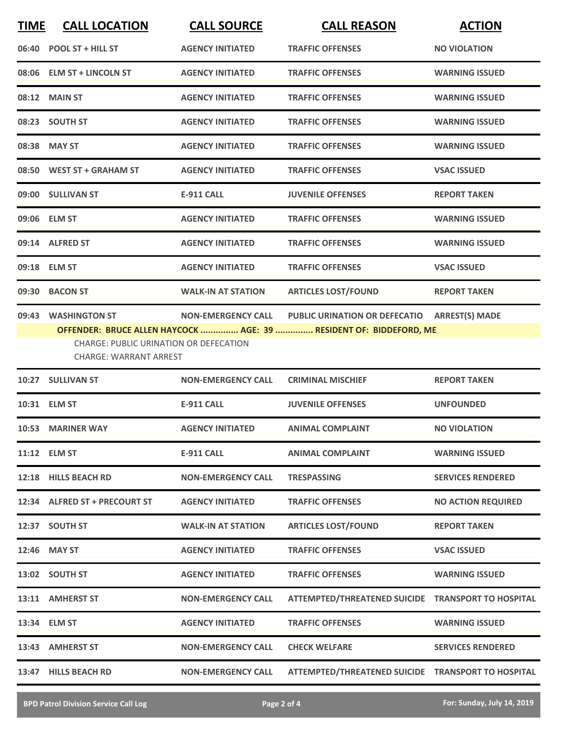| TIME | CALL LOCATION | CALL SOURCE | CALL REASON | ACTION |
|---|---|---|---|---|
| 06:40 | POOL ST + HILL ST | AGENCY INITIATED | TRAFFIC OFFENSES | NO VIOLATION |
| 08:06 | ELM ST + LINCOLN ST | AGENCY INITIATED | TRAFFIC OFFENSES | WARNING ISSUED |
| 08:12 | MAIN ST | AGENCY INITIATED | TRAFFIC OFFENSES | WARNING ISSUED |
| 08:23 | SOUTH ST | AGENCY INITIATED | TRAFFIC OFFENSES | WARNING ISSUED |
| 08:38 | MAY ST | AGENCY INITIATED | TRAFFIC OFFENSES | WARNING ISSUED |
| 08:50 | WEST ST + GRAHAM ST | AGENCY INITIATED | TRAFFIC OFFENSES | VSAC ISSUED |
| 09:00 | SULLIVAN ST | E-911 CALL | JUVENILE OFFENSES | REPORT TAKEN |
| 09:06 | ELM ST | AGENCY INITIATED | TRAFFIC OFFENSES | WARNING ISSUED |
| 09:14 | ALFRED ST | AGENCY INITIATED | TRAFFIC OFFENSES | WARNING ISSUED |
| 09:18 | ELM ST | AGENCY INITIATED | TRAFFIC OFFENSES | VSAC ISSUED |
| 09:30 | BACON ST | WALK-IN AT STATION | ARTICLES LOST/FOUND | REPORT TAKEN |
| 09:43 | WASHINGTON ST | NON-EMERGENCY CALL | PUBLIC URINATION OR DEFECATIO | ARREST(S) MADE |

**OFFENDER: BRUCE ALLEN HAYCOCK ............... AGE: 39 ............... RESIDENT OF: BIDDEFORD, ME**

CHARGE: PUBLIC URINATION OR DEFECATION
CHARGE: WARRANT ARREST

| TIME | CALL LOCATION | CALL SOURCE | CALL REASON | ACTION |
|---|---|---|---|---|
| 10:27 | SULLIVAN ST | NON-EMERGENCY CALL | CRIMINAL MISCHIEF | REPORT TAKEN |
| 10:31 | ELM ST | E-911 CALL | JUVENILE OFFENSES | UNFOUNDED |
| 10:53 | MARINER WAY | AGENCY INITIATED | ANIMAL COMPLAINT | NO VIOLATION |
| 11:12 | ELM ST | E-911 CALL | ANIMAL COMPLAINT | WARNING ISSUED |
| 12:18 | HILLS BEACH RD | NON-EMERGENCY CALL | TRESPASSING | SERVICES RENDERED |
| 12:34 | ALFRED ST + PRECOURT ST | AGENCY INITIATED | TRAFFIC OFFENSES | NO ACTION REQUIRED |
| 12:37 | SOUTH ST | WALK-IN AT STATION | ARTICLES LOST/FOUND | REPORT TAKEN |
| 12:46 | MAY ST | AGENCY INITIATED | TRAFFIC OFFENSES | VSAC ISSUED |
| 13:02 | SOUTH ST | AGENCY INITIATED | TRAFFIC OFFENSES | WARNING ISSUED |
| 13:11 | AMHERST ST | NON-EMERGENCY CALL | ATTEMPTED/THREATENED SUICIDE | TRANSPORT TO HOSPITAL |
| 13:34 | ELM ST | AGENCY INITIATED | TRAFFIC OFFENSES | WARNING ISSUED |
| 13:43 | AMHERST ST | NON-EMERGENCY CALL | CHECK WELFARE | SERVICES RENDERED |
| 13:47 | HILLS BEACH RD | NON-EMERGENCY CALL | ATTEMPTED/THREATENED SUICIDE | TRANSPORT TO HOSPITAL |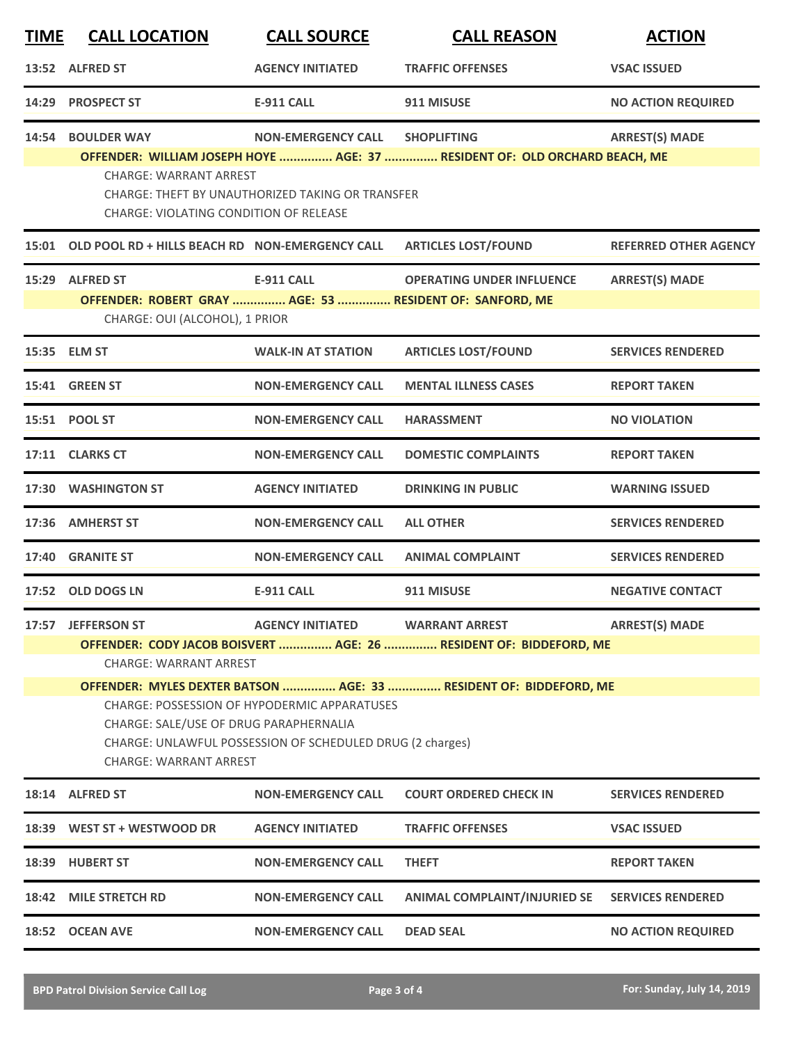| TIME | CALL LOCATION | CALL SOURCE | CALL REASON | ACTION |
|---|---|---|---|---|
| 13:52 | ALFRED ST | AGENCY INITIATED | TRAFFIC OFFENSES | VSAC ISSUED |
| 14:29 | PROSPECT ST | E-911 CALL | 911 MISUSE | NO ACTION REQUIRED |
| 14:54 | BOULDER WAY | NON-EMERGENCY CALL | SHOPLIFTING | ARREST(S) MADE |
| | OFFENDER: WILLIAM JOSEPH HOYE ............... AGE: 37 ............... RESIDENT OF: OLD ORCHARD BEACH, ME | | | |
| | CHARGE: WARRANT ARREST<br>CHARGE: THEFT BY UNAUTHORIZED TAKING OR TRANSFER<br>CHARGE: VIOLATING CONDITION OF RELEASE | | | |
| 15:01 | OLD POOL RD + HILLS BEACH RD | NON-EMERGENCY CALL | ARTICLES LOST/FOUND | REFERRED OTHER AGENCY |
| 15:29 | ALFRED ST | E-911 CALL | OPERATING UNDER INFLUENCE | ARREST(S) MADE |
| | OFFENDER: ROBERT GRAY ............... AGE: 53 ............... RESIDENT OF: SANFORD, ME | | | |
| | CHARGE: OUI (ALCOHOL), 1 PRIOR | | | |
| 15:35 | ELM ST | WALK-IN AT STATION | ARTICLES LOST/FOUND | SERVICES RENDERED |
| 15:41 | GREEN ST | NON-EMERGENCY CALL | MENTAL ILLNESS CASES | REPORT TAKEN |
| 15:51 | POOL ST | NON-EMERGENCY CALL | HARASSMENT | NO VIOLATION |
| 17:11 | CLARKS CT | NON-EMERGENCY CALL | DOMESTIC COMPLAINTS | REPORT TAKEN |
| 17:30 | WASHINGTON ST | AGENCY INITIATED | DRINKING IN PUBLIC | WARNING ISSUED |
| 17:36 | AMHERST ST | NON-EMERGENCY CALL | ALL OTHER | SERVICES RENDERED |
| 17:40 | GRANITE ST | NON-EMERGENCY CALL | ANIMAL COMPLAINT | SERVICES RENDERED |
| 17:52 | OLD DOGS LN | E-911 CALL | 911 MISUSE | NEGATIVE CONTACT |
| 17:57 | JEFFERSON ST | AGENCY INITIATED | WARRANT ARREST | ARREST(S) MADE |
| | OFFENDER: CODY JACOB BOISVERT ............... AGE: 26 ............... RESIDENT OF: BIDDEFORD, ME | | | |
| | CHARGE: WARRANT ARREST | | | |
| | OFFENDER: MYLES DEXTER BATSON ............... AGE: 33 ............... RESIDENT OF: BIDDEFORD, ME | | | |
| | CHARGE: POSSESSION OF HYPODERMIC APPARATUSES<br>CHARGE: SALE/USE OF DRUG PARAPHERNALIA<br>CHARGE: UNLAWFUL POSSESSION OF SCHEDULED DRUG (2 charges)<br>CHARGE: WARRANT ARREST | | | |
| 18:14 | ALFRED ST | NON-EMERGENCY CALL | COURT ORDERED CHECK IN | SERVICES RENDERED |
| 18:39 | WEST ST + WESTWOOD DR | AGENCY INITIATED | TRAFFIC OFFENSES | VSAC ISSUED |
| 18:39 | HUBERT ST | NON-EMERGENCY CALL | THEFT | REPORT TAKEN |
| 18:42 | MILE STRETCH RD | NON-EMERGENCY CALL | ANIMAL COMPLAINT/INJURIED SE | SERVICES RENDERED |
| 18:52 | OCEAN AVE | NON-EMERGENCY CALL | DEAD SEAL | NO ACTION REQUIRED |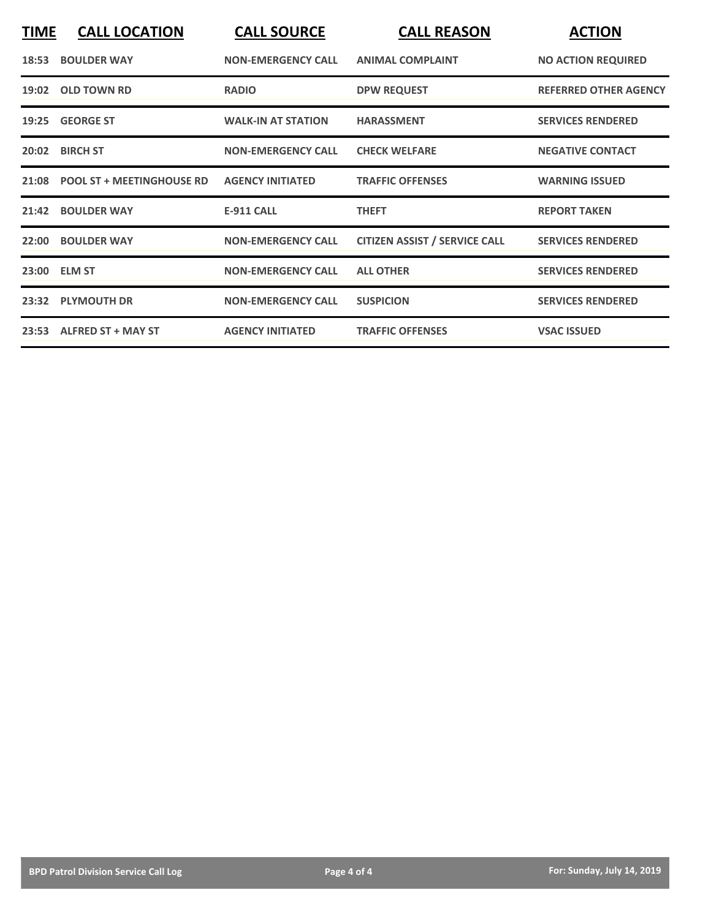| TIME | CALL LOCATION | CALL SOURCE | CALL REASON | ACTION |
|---|---|---|---|---|
| 18:53 | BOULDER WAY | NON-EMERGENCY CALL | ANIMAL COMPLAINT | NO ACTION REQUIRED |
| 19:02 | OLD TOWN RD | RADIO | DPW REQUEST | REFERRED OTHER AGENCY |
| 19:25 | GEORGE ST | WALK-IN AT STATION | HARASSMENT | SERVICES RENDERED |
| 20:02 | BIRCH ST | NON-EMERGENCY CALL | CHECK WELFARE | NEGATIVE CONTACT |
| 21:08 | POOL ST + MEETINGHOUSE RD | AGENCY INITIATED | TRAFFIC OFFENSES | WARNING ISSUED |
| 21:42 | BOULDER WAY | E-911 CALL | THEFT | REPORT TAKEN |
| 22:00 | BOULDER WAY | NON-EMERGENCY CALL | CITIZEN ASSIST / SERVICE CALL | SERVICES RENDERED |
| 23:00 | ELM ST | NON-EMERGENCY CALL | ALL OTHER | SERVICES RENDERED |
| 23:32 | PLYMOUTH DR | NON-EMERGENCY CALL | SUSPICION | SERVICES RENDERED |
| 23:53 | ALFRED ST + MAY ST | AGENCY INITIATED | TRAFFIC OFFENSES | VSAC ISSUED |